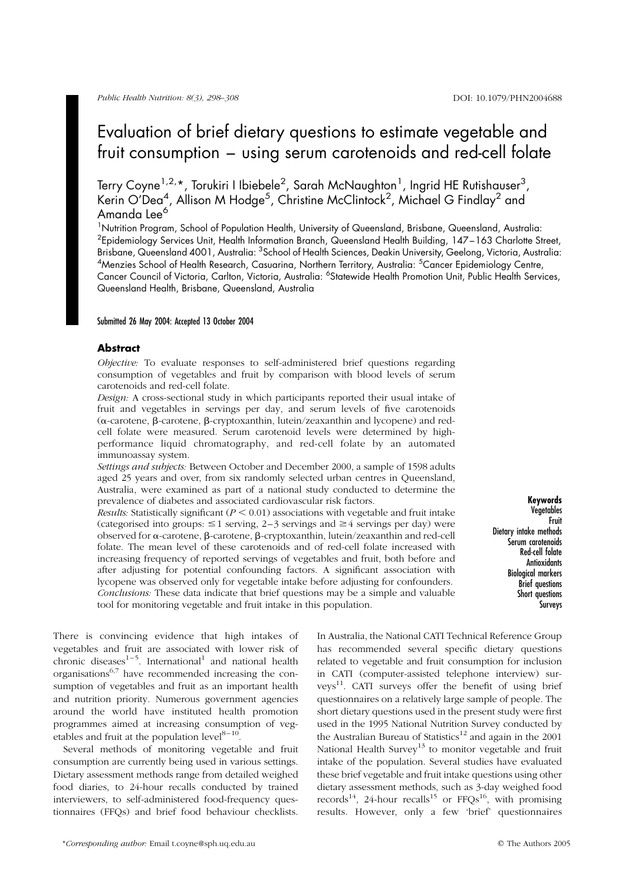# Evaluation of brief dietary questions to estimate vegetable and fruit consumption – using serum carotenoids and red-cell folate

Terry Coyne[1,2,*], Torukiri I Ibiebele[2], Sarah McNaughton[1], Ingrid HE Rutishauser[3], Kerin O'Dea[4], Allison M Hodge[5], Christine McClintock[2], Michael G Findlay[2] and Amanda Lee[6]

[1]Nutrition Program, School of Population Health, University of Queensland, Brisbane, Queensland, Australia: [2]Epidemiology Services Unit, Health Information Branch, Queensland Health Building, 147–163 Charlotte Street, Brisbane, Queensland 4001, Australia: [3]School of Health Sciences, Deakin University, Geelong, Victoria, Australia: [4]Menzies School of Health Research, Casuarina, Northern Territory, Australia: [5]Cancer Epidemiology Centre, Cancer Council of Victoria, Carlton, Victoria, Australia: [6]Statewide Health Promotion Unit, Public Health Services, Queensland Health, Brisbane, Queensland, Australia

Submitted 26 May 2004: Accepted 13 October 2004

## Abstract

*Objective:* To evaluate responses to self-administered brief questions regarding consumption of vegetables and fruit by comparison with blood levels of serum carotenoids and red-cell folate.

*Design:* A cross-sectional study in which participants reported their usual intake of fruit and vegetables in servings per day, and serum levels of five carotenoids (α-carotene, β-carotene, β-cryptoxanthin, lutein/zeaxanthin and lycopene) and red-cell folate were measured. Serum carotenoid levels were determined by high-performance liquid chromatography, and red-cell folate by an automated immunoassay system.

*Settings and subjects:* Between October and December 2000, a sample of 1598 adults aged 25 years and over, from six randomly selected urban centres in Queensland, Australia, were examined as part of a national study conducted to determine the prevalence of diabetes and associated cardiovascular risk factors.

*Results:* Statistically significant ($P < 0.01$) associations with vegetable and fruit intake (categorised into groups: $\leq 1$ serving, 2–3 servings and $\geq 4$ servings per day) were observed for α-carotene, β-carotene, β-cryptoxanthin, lutein/zeaxanthin and red-cell folate. The mean level of these carotenoids and of red-cell folate increased with increasing frequency of reported servings of vegetables and fruit, both before and after adjusting for potential confounding factors. A significant association with lycopene was observed only for vegetable intake before adjusting for confounders.

*Conclusions:* These data indicate that brief questions may be a simple and valuable tool for monitoring vegetable and fruit intake in this population.

**Keywords**
Vegetables
Fruit
Dietary intake methods
Serum carotenoids
Red-cell folate
Antioxidants
Biological markers
Brief questions
Short questions
Surveys

There is convincing evidence that high intakes of vegetables and fruit are associated with lower risk of chronic diseases[1–5]. International[1] and national health organisations[6,7] have recommended increasing the consumption of vegetables and fruit as an important health and nutrition priority. Numerous government agencies around the world have instituted health promotion programmes aimed at increasing consumption of vegetables and fruit at the population level[8–10].

Several methods of monitoring vegetable and fruit consumption are currently being used in various settings. Dietary assessment methods range from detailed weighed food diaries, to 24-hour recalls conducted by trained interviewers, to self-administered food-frequency questionnaires (FFQs) and brief food behaviour checklists. In Australia, the National CATI Technical Reference Group has recommended several specific dietary questions related to vegetable and fruit consumption for inclusion in CATI (computer-assisted telephone interview) surveys[11]. CATI surveys offer the benefit of using brief questionnaires on a relatively large sample of people. The short dietary questions used in the present study were first used in the 1995 National Nutrition Survey conducted by the Australian Bureau of Statistics[12] and again in the 2001 National Health Survey[13] to monitor vegetable and fruit intake of the population. Several studies have evaluated these brief vegetable and fruit intake questions using other dietary assessment methods, such as 3-day weighed food records[14], 24-hour recalls[15] or FFQs[16], with promising results. However, only a few 'brief' questionnaires

*Corresponding author: Email t.coyne@sph.uq.edu.au

© The Authors 2005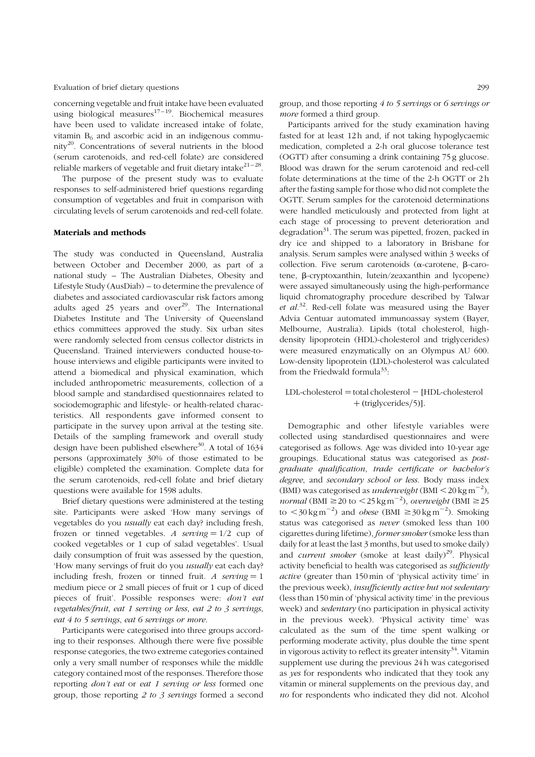concerning vegetable and fruit intake have been evaluated using biological measures[17–19]. Biochemical measures have been used to validate increased intake of folate, vitamin $B_6$ and ascorbic acid in an indigenous community[20]. Concentrations of several nutrients in the blood (serum carotenoids, and red-cell folate) are considered reliable markers of vegetable and fruit dietary intake[21–28].

The purpose of the present study was to evaluate responses to self-administered brief questions regarding consumption of vegetables and fruit in comparison with circulating levels of serum carotenoids and red-cell folate.

## Materials and methods

The study was conducted in Queensland, Australia between October and December 2000, as part of a national study – The Australian Diabetes, Obesity and Lifestyle Study (AusDiab) – to determine the prevalence of diabetes and associated cardiovascular risk factors among adults aged 25 years and over[29]. The International Diabetes Institute and The University of Queensland ethics committees approved the study. Six urban sites were randomly selected from census collector districts in Queensland. Trained interviewers conducted house-to-house interviews and eligible participants were invited to attend a biomedical and physical examination, which included anthropometric measurements, collection of a blood sample and standardised questionnaires related to sociodemographic and lifestyle- or health-related characteristics. All respondents gave informed consent to participate in the survey upon arrival at the testing site. Details of the sampling framework and overall study design have been published elsewhere[30]. A total of 1634 persons (approximately 30% of those estimated to be eligible) completed the examination. Complete data for the serum carotenoids, red-cell folate and brief dietary questions were available for 1598 adults.

Brief dietary questions were administered at the testing site. Participants were asked 'How many servings of vegetables do you *usually* eat each day? including fresh, frozen or tinned vegetables. *A serving* = 1/2 cup of cooked vegetables or 1 cup of salad vegetables'. Usual daily consumption of fruit was assessed by the question, 'How many servings of fruit do you *usually* eat each day? including fresh, frozen or tinned fruit. *A serving* = 1 medium piece or 2 small pieces of fruit or 1 cup of diced pieces of fruit'. Possible responses were: *don't eat vegetables/fruit*, *eat 1 serving or less*, *eat 2 to 3 servings*, *eat 4 to 5 servings*, *eat 6 servings or more*.

Participants were categorised into three groups according to their responses. Although there were five possible response categories, the two extreme categories contained only a very small number of responses while the middle category contained most of the responses. Therefore those reporting *don't eat* or *eat 1 serving or less* formed one group, those reporting *2 to 3 servings* formed a second group, and those reporting *4 to 5 servings* or *6 servings or more* formed a third group.

Participants arrived for the study examination having fasted for at least 12 h and, if not taking hypoglycaemic medication, completed a 2-h oral glucose tolerance test (OGTT) after consuming a drink containing 75 g glucose. Blood was drawn for the serum carotenoid and red-cell folate determinations at the time of the 2-h OGTT or 2 h after the fasting sample for those who did not complete the OGTT. Serum samples for the carotenoid determinations were handled meticulously and protected from light at each stage of processing to prevent deterioration and degradation[31]. The serum was pipetted, frozen, packed in dry ice and shipped to a laboratory in Brisbane for analysis. Serum samples were analysed within 3 weeks of collection. Five serum carotenoids (α-carotene, β-carotene, β-cryptoxanthin, lutein/zeaxanthin and lycopene) were assayed simultaneously using the high-performance liquid chromatography procedure described by Talwar *et al.*[32]. Red-cell folate was measured using the Bayer Advia Centuar automated immunoassay system (Bayer, Melbourne, Australia). Lipids (total cholesterol, high-density lipoprotein (HDL)-cholesterol and triglycerides) were measured enzymatically on an Olympus AU 600. Low-density lipoprotein (LDL)-cholesterol was calculated from the Friedwald formula[33]:

$$\text{LDL-cholesterol} = \text{total cholesterol} - [\text{HDL-cholesterol} + (\text{triglycerides}/5)].$$

Demographic and other lifestyle variables were collected using standardised questionnaires and were categorised as follows. Age was divided into 10-year age groupings. Educational status was categorised as *post-graduate qualification*, *trade certificate or bachelor's degree*, and *secondary school or less*. Body mass index (BMI) was categorised as *underweight* (BMI $< 20\,\text{kg m}^{-2}$), *normal* (BMI $\geq 20$ to $< 25\,\text{kg m}^{-2}$), *overweight* (BMI $\geq 25$ to $< 30\,\text{kg m}^{-2}$) and *obese* (BMI $\geq 30\,\text{kg m}^{-2}$). Smoking status was categorised as *never* (smoked less than 100 cigarettes during lifetime), *former smoker* (smoke less than daily for at least the last 3 months, but used to smoke daily) and *current smoker* (smoke at least daily)[29]. Physical activity beneficial to health was categorised as *sufficiently active* (greater than 150 min of 'physical activity time' in the previous week), *insufficiently active but not sedentary* (less than 150 min of 'physical activity time' in the previous week) and *sedentary* (no participation in physical activity in the previous week). 'Physical activity time' was calculated as the sum of the time spent walking or performing moderate activity, plus double the time spent in vigorous activity to reflect its greater intensity[34]. Vitamin supplement use during the previous 24 h was categorised as *yes* for respondents who indicated that they took any vitamin or mineral supplements on the previous day, and *no* for respondents who indicated they did not. Alcohol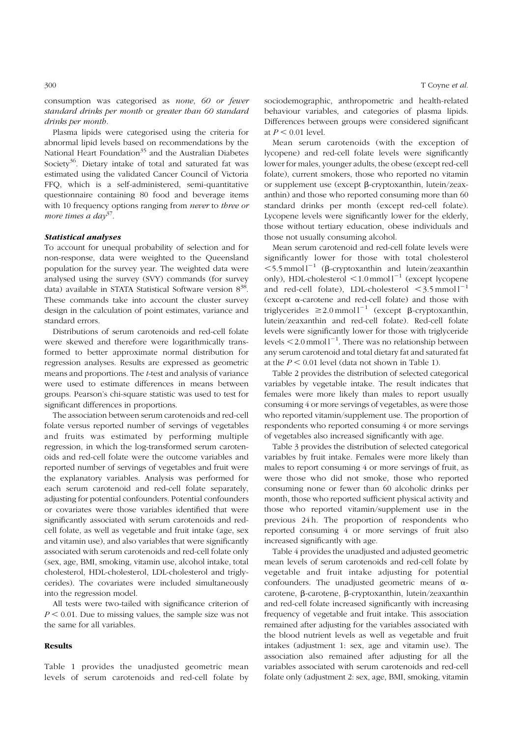consumption was categorised as *none*, *60 or fewer standard drinks per month* or *greater than 60 standard drinks per month*.

Plasma lipids were categorised using the criteria for abnormal lipid levels based on recommendations by the National Heart Foundation[35] and the Australian Diabetes Society[36]. Dietary intake of total and saturated fat was estimated using the validated Cancer Council of Victoria FFQ, which is a self-administered, semi-quantitative questionnaire containing 80 food and beverage items with 10 frequency options ranging from *never* to *three or more times a day*[37].

### *Statistical analyses*

To account for unequal probability of selection and for non-response, data were weighted to the Queensland population for the survey year. The weighted data were analysed using the survey (SVY) commands (for survey data) available in STATA Statistical Software version 8[38]. These commands take into account the cluster survey design in the calculation of point estimates, variance and standard errors.

Distributions of serum carotenoids and red-cell folate were skewed and therefore were logarithmically transformed to better approximate normal distribution for regression analyses. Results are expressed as geometric means and proportions. The *t*-test and analysis of variance were used to estimate differences in means between groups. Pearson's chi-square statistic was used to test for significant differences in proportions.

The association between serum carotenoids and red-cell folate versus reported number of servings of vegetables and fruits was estimated by performing multiple regression, in which the log-transformed serum carotenoids and red-cell folate were the outcome variables and reported number of servings of vegetables and fruit were the explanatory variables. Analysis was performed for each serum carotenoid and red-cell folate separately, adjusting for potential confounders. Potential confounders or covariates were those variables identified that were significantly associated with serum carotenoids and red-cell folate, as well as vegetable and fruit intake (age, sex and vitamin use), and also variables that were significantly associated with serum carotenoids and red-cell folate only (sex, age, BMI, smoking, vitamin use, alcohol intake, total cholesterol, HDL-cholesterol, LDL-cholesterol and triglycerides). The covariates were included simultaneously into the regression model.

All tests were two-tailed with significance criterion of $P < 0.01$. Due to missing values, the sample size was not the same for all variables.

## Results

Table 1 provides the unadjusted geometric mean levels of serum carotenoids and red-cell folate by sociodemographic, anthropometric and health-related behaviour variables, and categories of plasma lipids. Differences between groups were considered significant at $P < 0.01$ level.

Mean serum carotenoids (with the exception of lycopene) and red-cell folate levels were significantly lower for males, younger adults, the obese (except red-cell folate), current smokers, those who reported no vitamin or supplement use (except β-cryptoxanthin, lutein/zeaxanthin) and those who reported consuming more than 60 standard drinks per month (except red-cell folate). Lycopene levels were significantly lower for the elderly, those without tertiary education, obese individuals and those not usually consuming alcohol.

Mean serum carotenoid and red-cell folate levels were significantly lower for those with total cholesterol $<5.5\,\text{mmol l}^{-1}$ (β-cryptoxanthin and lutein/zeaxanthin only), HDL-cholesterol $<1.0\,\text{mmol l}^{-1}$ (except lycopene and red-cell folate), LDL-cholesterol $<3.5\,\text{mmol l}^{-1}$ (except α-carotene and red-cell folate) and those with triglycerides $\geq 2.0\,\text{mmol l}^{-1}$ (except β-cryptoxanthin, lutein/zeaxanthin and red-cell folate). Red-cell folate levels were significantly lower for those with triglyceride levels $<2.0\,\text{mmol l}^{-1}$. There was no relationship between any serum carotenoid and total dietary fat and saturated fat at the $P < 0.01$ level (data not shown in Table 1).

Table 2 provides the distribution of selected categorical variables by vegetable intake. The result indicates that females were more likely than males to report usually consuming 4 or more servings of vegetables, as were those who reported vitamin/supplement use. The proportion of respondents who reported consuming 4 or more servings of vegetables also increased significantly with age.

Table 3 provides the distribution of selected categorical variables by fruit intake. Females were more likely than males to report consuming 4 or more servings of fruit, as were those who did not smoke, those who reported consuming none or fewer than 60 alcoholic drinks per month, those who reported sufficient physical activity and those who reported vitamin/supplement use in the previous 24 h. The proportion of respondents who reported consuming 4 or more servings of fruit also increased significantly with age.

Table 4 provides the unadjusted and adjusted geometric mean levels of serum carotenoids and red-cell folate by vegetable and fruit intake adjusting for potential confounders. The unadjusted geometric means of α-carotene, β-carotene, β-cryptoxanthin, lutein/zeaxanthin and red-cell folate increased significantly with increasing frequency of vegetable and fruit intake. This association remained after adjusting for the variables associated with the blood nutrient levels as well as vegetable and fruit intakes (adjustment 1: sex, age and vitamin use). The association also remained after adjusting for all the variables associated with serum carotenoids and red-cell folate only (adjustment 2: sex, age, BMI, smoking, vitamin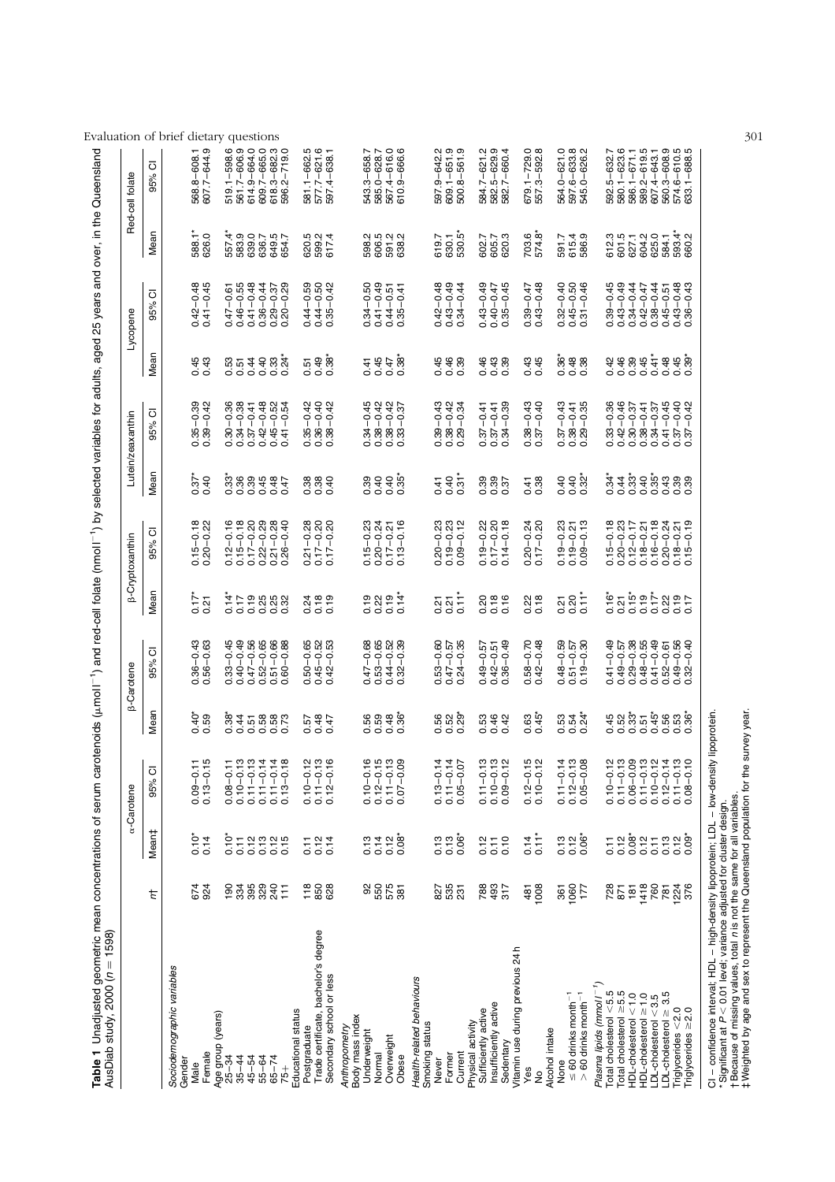**Table 1** Unadjusted geometric mean concentrations of serum carotenoids (μmol l$^{-1}$) and red-cell folate (nmol l$^{-1}$) by selected variables for adults, aged 25 years and over, in the Queensland AusDiab study, 2000 ($n = 1598$)

| | n† | α-Carotene | | β-Carotene | | β-Cryptoxanthin | | Lutein/zeaxanthin | | Lycopene | | Red-cell folate | |
|---|---|---|---|---|---|---|---|---|---|---|---|---|---|
| | | Mean‡ | 95% CI | Mean | 95% CI | Mean | 95% CI | Mean | 95% CI | Mean | 95% CI | Mean | 95% CI |
| *Sociodemographic variables* | | | | | | | | | | | | | |
| Gender | | | | | | | | | | | | | |
| Male | 674 | 0.10* | 0.09–0.11 | 0.40* | 0.36–0.43 | 0.17* | 0.15–0.18 | 0.37* | 0.35–0.39 | 0.45 | 0.42–0.48 | 588.1* | 568.8–608.1 |
| Female | 924 | 0.14 | 0.13–0.15 | 0.59 | 0.56–0.63 | 0.21 | 0.20–0.22 | 0.40 | 0.39–0.42 | 0.43 | 0.41–0.45 | 626.0 | 607.7–644.9 |
| Age group (years) | | | | | | | | | | | | | |
| 25–34 | 190 | 0.10* | 0.08–0.11 | 0.38* | 0.33–0.45 | 0.14* | 0.12–0.16 | 0.33* | 0.30–0.36 | 0.53 | 0.47–0.61 | 557.4* | 519.1–598.6 |
| 35–44 | 334 | 0.11 | 0.10–0.13 | 0.44 | 0.40–0.49 | 0.17 | 0.15–0.18 | 0.36 | 0.34–0.38 | 0.51 | 0.46–0.55 | 583.9 | 561.7–606.9 |
| 45–54 | 395 | 0.12 | 0.11–0.13 | 0.51 | 0.47–0.56 | 0.19 | 0.17–0.20 | 0.39 | 0.37–0.41 | 0.44 | 0.41–0.48 | 639.0 | 614.9–664.0 |
| 55–64 | 329 | 0.13 | 0.11–0.14 | 0.58 | 0.52–0.65 | 0.25 | 0.22–0.29 | 0.45 | 0.42–0.48 | 0.40 | 0.36–0.44 | 636.7 | 609.7–665.0 |
| 65–74 | 240 | 0.12 | 0.11–0.14 | 0.58 | 0.51–0.66 | 0.25 | 0.21–0.28 | 0.48 | 0.45–0.52 | 0.33 | 0.29–0.37 | 649.5 | 618.3–682.3 |
| 75+ | 111 | 0.15 | 0.13–0.18 | 0.73 | 0.60–0.88 | 0.32 | 0.26–0.40 | 0.47 | 0.41–0.54 | 0.24* | 0.20–0.29 | 654.7 | 596.2–719.0 |
| Educational status | | | | | | | | | | | | | |
| Postgraduate | 118 | 0.11 | 0.10–0.12 | 0.57 | 0.50–0.65 | 0.24 | 0.21–0.28 | 0.38 | 0.35–0.42 | 0.51 | 0.44–0.59 | 620.5 | 581.1–662.5 |
| Trade certificate, bachelor's degree | 850 | 0.12 | 0.11–0.13 | 0.48 | 0.45–0.52 | 0.18 | 0.17–0.20 | 0.38 | 0.36–0.40 | 0.49 | 0.44–0.50 | 599.2 | 577.7–621.6 |
| Secondary school or less | 628 | 0.14 | 0.12–0.16 | 0.47 | 0.42–0.53 | 0.19 | 0.17–0.20 | 0.40 | 0.38–0.42 | 0.38* | 0.35–0.42 | 617.4 | 597.4–638.1 |
| *Anthropometry* | | | | | | | | | | | | | |
| Body mass index | | | | | | | | | | | | | |
| Underweight | 92 | 0.13 | 0.10–0.16 | 0.56 | 0.47–0.68 | 0.19 | 0.15–0.23 | 0.39 | 0.34–0.45 | 0.41 | 0.34–0.50 | 598.2 | 543.3–658.7 |
| Normal | 550 | 0.14 | 0.12–0.15 | 0.59 | 0.53–0.65 | 0.22 | 0.20–0.24 | 0.40 | 0.38–0.42 | 0.45 | 0.41–0.49 | 606.5 | 585.0–628.7 |
| Overweight | 575 | 0.12 | 0.11–0.13 | 0.48 | 0.44–0.52 | 0.19 | 0.17–0.21 | 0.40 | 0.38–0.42 | 0.47 | 0.44–0.51 | 591.2 | 567.4–616.0 |
| Obese | 381 | 0.08* | 0.07–0.09 | 0.36* | 0.32–0.39 | 0.14* | 0.13–0.16 | 0.35* | 0.33–0.37 | 0.38* | 0.35–0.41 | 638.2 | 610.9–666.6 |
| *Health-related behaviours* | | | | | | | | | | | | | |
| Smoking status | | | | | | | | | | | | | |
| Never | 827 | 0.13 | 0.13–0.14 | 0.56 | 0.53–0.60 | 0.21 | 0.20–0.23 | 0.41 | 0.39–0.43 | 0.45 | 0.42–0.48 | 619.7 | 597.9–642.2 |
| Former | 535 | 0.13 | 0.11–0.14 | 0.52 | 0.47–0.57 | 0.21 | 0.19–0.23 | 0.40 | 0.38–0.42 | 0.46 | 0.43–0.49 | 630.1 | 609.1–651.9 |
| Current | 231 | 0.06* | 0.05–0.07 | 0.29* | 0.24–0.35 | 0.11* | 0.09–0.12 | 0.31* | 0.29–0.34 | 0.39 | 0.34–0.44 | 530.5* | 500.8–561.9 |
| Physical activity | | | | | | | | | | | | | |
| Sufficiently active | 788 | 0.12 | 0.11–0.13 | 0.53 | 0.49–0.57 | 0.20 | 0.19–0.22 | 0.39 | 0.37–0.41 | 0.46 | 0.43–0.49 | 602.7 | 584.7–621.2 |
| Insufficiently active | 493 | 0.11 | 0.10–0.13 | 0.46 | 0.42–0.51 | 0.18 | 0.17–0.20 | 0.39 | 0.37–0.41 | 0.43 | 0.40–0.47 | 605.7 | 582.5–629.9 |
| Sedentary | 317 | 0.10 | 0.09–0.12 | 0.42 | 0.36–0.49 | 0.16 | 0.14–0.18 | 0.37 | 0.34–0.39 | 0.39 | 0.35–0.45 | 620.3 | 582.7–660.4 |
| Vitamin use during previous 24 h | | | | | | | | | | | | | |
| Yes | 481 | 0.14 | 0.12–0.15 | 0.63 | 0.58–0.70 | 0.22 | 0.20–0.24 | 0.41 | 0.38–0.43 | 0.43 | 0.39–0.47 | 703.6 | 679.1–729.0 |
| No | 1008 | 0.11* | 0.10–0.12 | 0.45* | 0.42–0.48 | 0.18 | 0.17–0.20 | 0.38 | 0.37–0.40 | 0.45 | 0.43–0.48 | 574.8* | 557.3–592.8 |
| Alcohol intake | | | | | | | | | | | | | |
| None | 361 | 0.13 | 0.11–0.14 | 0.53 | 0.48–0.59 | 0.21 | 0.19–0.23 | 0.40 | 0.37–0.43 | 0.36* | 0.32–0.40 | 591.7 | 564.0–621.0 |
| ≤ 60 drinks month$^{-1}$ | 1060 | 0.12 | 0.12–0.13 | 0.54 | 0.51–0.57 | 0.20 | 0.19–0.21 | 0.40 | 0.38–0.41 | 0.48 | 0.45–0.50 | 615.4 | 597.6–633.8 |
| > 60 drinks month$^{-1}$ | 177 | 0.06* | 0.05–0.08 | 0.24* | 0.19–0.30 | 0.11* | 0.09–0.13 | 0.32* | 0.29–0.35 | 0.38 | 0.31–0.46 | 586.9 | 545.0–626.2 |
| *Plasma lipids (mmol l$^{-1}$)* | | | | | | | | | | | | | |
| Total cholesterol < 5.5 | 728 | 0.11 | 0.10–0.12 | 0.45 | 0.41–0.49 | 0.16* | 0.15–0.18 | 0.34* | 0.33–0.36 | 0.42 | 0.39–0.45 | 612.3 | 592.5–632.7 |
| Total cholesterol ≥ 5.5 | 871 | 0.12 | 0.11–0.13 | 0.52 | 0.49–0.57 | 0.21 | 0.20–0.23 | 0.44 | 0.42–0.46 | 0.46 | 0.43–0.49 | 601.5 | 580.1–623.6 |
| HDL-cholesterol < 1.0 | 181 | 0.08* | 0.06–0.09 | 0.33* | 0.29–0.38 | 0.15* | 0.12–0.17 | 0.33* | 0.30–0.37 | 0.39 | 0.34–0.44 | 627.1 | 586.1–671.1 |
| HDL-cholesterol ≥ 1.0 | 1418 | 0.12 | 0.11–0.13 | 0.51 | 0.48–0.55 | 0.19 | 0.18–0.21 | 0.40 | 0.38–0.41 | 0.45 | 0.42–0.47 | 604.2 | 589.2–619.5 |
| LDL-cholesterol < 3.5 | 760 | 0.11 | 0.10–0.12 | 0.45* | 0.41–0.49 | 0.17* | 0.16–0.18 | 0.35* | 0.34–0.37 | 0.41* | 0.38–0.44 | 625.0 | 607.4–643.1 |
| LDL-cholesterol ≥ 3.5 | 781 | 0.13 | 0.12–0.14 | 0.56 | 0.52–0.61 | 0.22 | 0.20–0.24 | 0.43 | 0.41–0.45 | 0.48 | 0.45–0.51 | 584.1 | 560.3–608.9 |
| Triglycerides < 2.0 | 1224 | 0.12 | 0.11–0.13 | 0.53 | 0.49–0.56 | 0.19 | 0.18–0.21 | 0.39 | 0.37–0.40 | 0.45 | 0.43–0.48 | 593.4* | 574.6–610.5 |
| Triglycerides ≥ 2.0 | 376 | 0.09* | 0.08–0.10 | 0.36* | 0.32–0.40 | 0.17 | 0.15–0.19 | 0.39 | 0.37–0.42 | 0.39* | 0.36–0.43 | 660.2 | 633.1–688.5 |

CI – confidence interval; HDL – high-density lipoprotein; LDL – low-density lipoprotein.
*Significant at $P < 0.01$ level; variance adjusted for cluster design.
†Because of missing values, total $n$ is not the same for all variables.
‡Weighted by age and sex to represent the Queensland population for the survey year.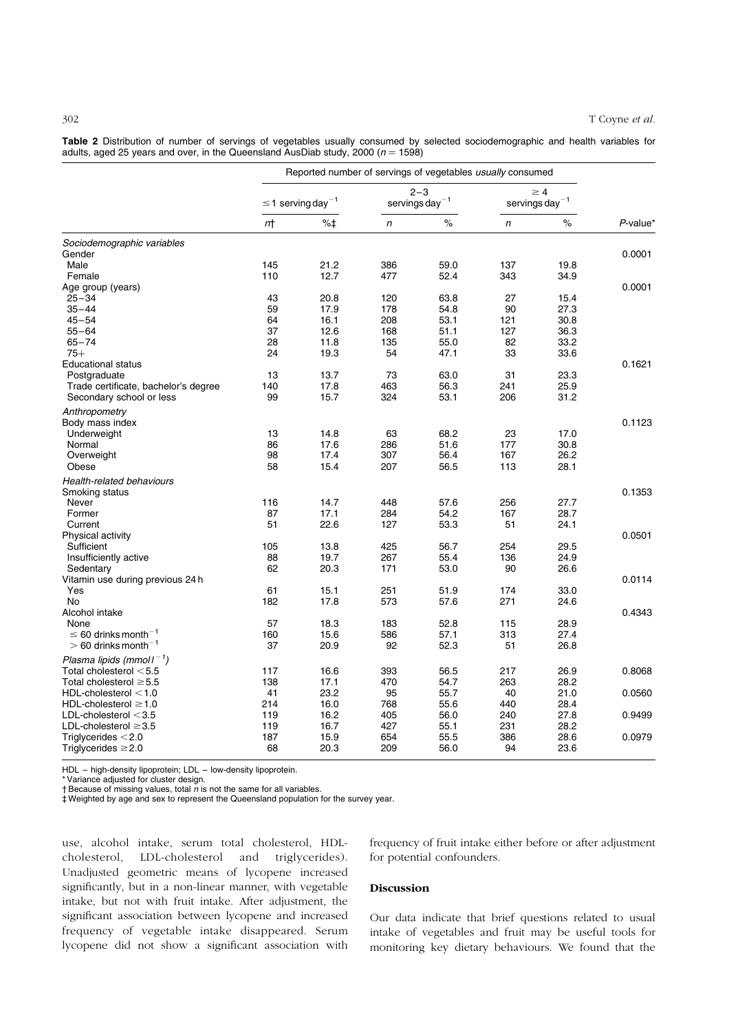**Table 2** Distribution of number of servings of vegetables usually consumed by selected sociodemographic and health variables for adults, aged 25 years and over, in the Queensland AusDiab study, 2000 ($n = 1598$)

| | Reported number of servings of vegetables *usually* consumed | | | | | | |
|---|---|---|---|---|---|---|---|
| | $\leq 1$ serving day$^{-1}$ | | 2–3 servings day$^{-1}$ | | $\geq 4$ servings day$^{-1}$ | | |
| | *n*† | %‡ | *n* | % | *n* | % | *P*-value* |
| *Sociodemographic variables* | | | | | | | |
| Gender | | | | | | | 0.0001 |
| Male | 145 | 21.2 | 386 | 59.0 | 137 | 19.8 | |
| Female | 110 | 12.7 | 477 | 52.4 | 343 | 34.9 | |
| Age group (years) | | | | | | | 0.0001 |
| 25–34 | 43 | 20.8 | 120 | 63.8 | 27 | 15.4 | |
| 35–44 | 59 | 17.9 | 178 | 54.8 | 90 | 27.3 | |
| 45–54 | 64 | 16.1 | 208 | 53.1 | 121 | 30.8 | |
| 55–64 | 37 | 12.6 | 168 | 51.1 | 127 | 36.3 | |
| 65–74 | 28 | 11.8 | 135 | 55.0 | 82 | 33.2 | |
| 75+ | 24 | 19.3 | 54 | 47.1 | 33 | 33.6 | |
| Educational status | | | | | | | 0.1621 |
| Postgraduate | 13 | 13.7 | 73 | 63.0 | 31 | 23.3 | |
| Trade certificate, bachelor's degree | 140 | 17.8 | 463 | 56.3 | 241 | 25.9 | |
| Secondary school or less | 99 | 15.7 | 324 | 53.1 | 206 | 31.2 | |
| *Anthropometry* | | | | | | | |
| Body mass index | | | | | | | 0.1123 |
| Underweight | 13 | 14.8 | 63 | 68.2 | 23 | 17.0 | |
| Normal | 86 | 17.6 | 286 | 51.6 | 177 | 30.8 | |
| Overweight | 98 | 17.4 | 307 | 56.4 | 167 | 26.2 | |
| Obese | 58 | 15.4 | 207 | 56.5 | 113 | 28.1 | |
| *Health-related behaviours* | | | | | | | |
| Smoking status | | | | | | | 0.1353 |
| Never | 116 | 14.7 | 448 | 57.6 | 256 | 27.7 | |
| Former | 87 | 17.1 | 284 | 54.2 | 167 | 28.7 | |
| Current | 51 | 22.6 | 127 | 53.3 | 51 | 24.1 | |
| Physical activity | | | | | | | 0.0501 |
| Sufficient | 105 | 13.8 | 425 | 56.7 | 254 | 29.5 | |
| Insufficiently active | 88 | 19.7 | 267 | 55.4 | 136 | 24.9 | |
| Sedentary | 62 | 20.3 | 171 | 53.0 | 90 | 26.6 | |
| Vitamin use during previous 24 h | | | | | | | 0.0114 |
| Yes | 61 | 15.1 | 251 | 51.9 | 174 | 33.0 | |
| No | 182 | 17.8 | 573 | 57.6 | 271 | 24.6 | |
| Alcohol intake | | | | | | | 0.4343 |
| None | 57 | 18.3 | 183 | 52.8 | 115 | 28.9 | |
| $\leq 60$ drinks month$^{-1}$ | 160 | 15.6 | 586 | 57.1 | 313 | 27.4 | |
| $> 60$ drinks month$^{-1}$ | 37 | 20.9 | 92 | 52.3 | 51 | 26.8 | |
| *Plasma lipids (mmol l$^{-1}$)* | | | | | | | |
| Total cholesterol $<5.5$ | 117 | 16.6 | 393 | 56.5 | 217 | 26.9 | 0.8068 |
| Total cholesterol $\geq 5.5$ | 138 | 17.1 | 470 | 54.7 | 263 | 28.2 | |
| HDL-cholesterol $<1.0$ | 41 | 23.2 | 95 | 55.7 | 40 | 21.0 | 0.0560 |
| HDL-cholesterol $\geq 1.0$ | 214 | 16.0 | 768 | 55.6 | 440 | 28.4 | |
| LDL-cholesterol $<3.5$ | 119 | 16.2 | 405 | 56.0 | 240 | 27.8 | 0.9499 |
| LDL-cholesterol $\geq 3.5$ | 119 | 16.7 | 427 | 55.1 | 231 | 28.2 | |
| Triglycerides $<2.0$ | 187 | 15.9 | 654 | 55.5 | 386 | 28.6 | 0.0979 |
| Triglycerides $\geq 2.0$ | 68 | 20.3 | 209 | 56.0 | 94 | 23.6 | |

HDL – high-density lipoprotein; LDL – low-density lipoprotein.
\* Variance adjusted for cluster design.
† Because of missing values, total *n* is not the same for all variables.
‡ Weighted by age and sex to represent the Queensland population for the survey year.

use, alcohol intake, serum total cholesterol, HDL-cholesterol, LDL-cholesterol and triglycerides). Unadjusted geometric means of lycopene increased significantly, but in a non-linear manner, with vegetable intake, but not with fruit intake. After adjustment, the significant association between lycopene and increased frequency of vegetable intake disappeared. Serum lycopene did not show a significant association with frequency of fruit intake either before or after adjustment for potential confounders.

## Discussion

Our data indicate that brief questions related to usual intake of vegetables and fruit may be useful tools for monitoring key dietary behaviours. We found that the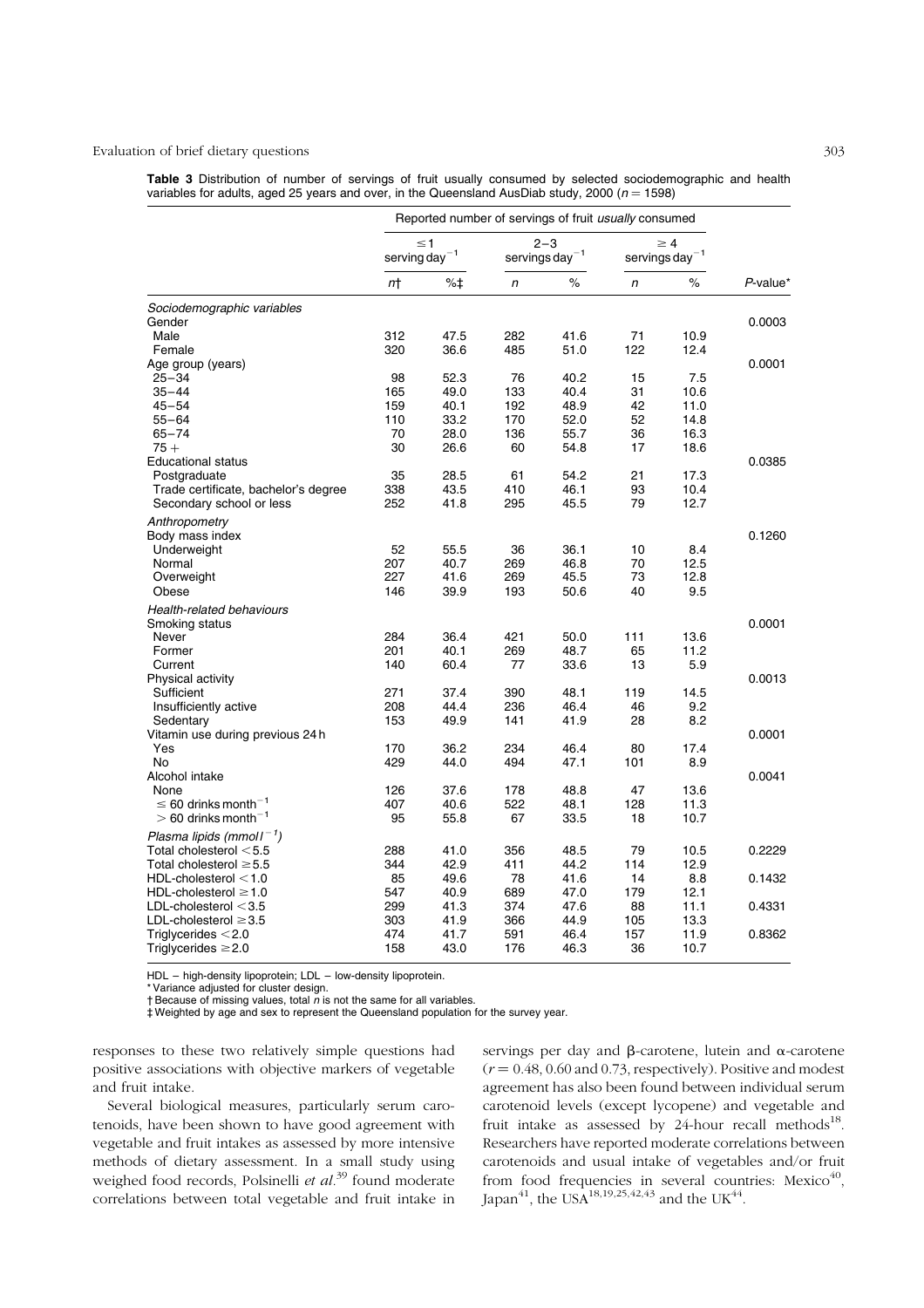**Table 3** Distribution of number of servings of fruit usually consumed by selected sociodemographic and health variables for adults, aged 25 years and over, in the Queensland AusDiab study, 2000 ($n = 1598$)

| | Reported number of servings of fruit *usually* consumed | | | | | | |
|---|---|---|---|---|---|---|---|
| | ≤1 serving day$^{-1}$ | | 2–3 servings day$^{-1}$ | | ≥4 servings day$^{-1}$ | | |
| | *n*† | %‡ | *n* | % | *n* | % | *P*-value* |
| *Sociodemographic variables* | | | | | | | |
| Gender | | | | | | | 0.0003 |
| Male | 312 | 47.5 | 282 | 41.6 | 71 | 10.9 | |
| Female | 320 | 36.6 | 485 | 51.0 | 122 | 12.4 | |
| Age group (years) | | | | | | | 0.0001 |
| 25–34 | 98 | 52.3 | 76 | 40.2 | 15 | 7.5 | |
| 35–44 | 165 | 49.0 | 133 | 40.4 | 31 | 10.6 | |
| 45–54 | 159 | 40.1 | 192 | 48.9 | 42 | 11.0 | |
| 55–64 | 110 | 33.2 | 170 | 52.0 | 52 | 14.8 | |
| 65–74 | 70 | 28.0 | 136 | 55.7 | 36 | 16.3 | |
| 75 + | 30 | 26.6 | 60 | 54.8 | 17 | 18.6 | |
| Educational status | | | | | | | 0.0385 |
| Postgraduate | 35 | 28.5 | 61 | 54.2 | 21 | 17.3 | |
| Trade certificate, bachelor's degree | 338 | 43.5 | 410 | 46.1 | 93 | 10.4 | |
| Secondary school or less | 252 | 41.8 | 295 | 45.5 | 79 | 12.7 | |
| *Anthropometry* | | | | | | | |
| Body mass index | | | | | | | 0.1260 |
| Underweight | 52 | 55.5 | 36 | 36.1 | 10 | 8.4 | |
| Normal | 207 | 40.7 | 269 | 46.8 | 70 | 12.5 | |
| Overweight | 227 | 41.6 | 269 | 45.5 | 73 | 12.8 | |
| Obese | 146 | 39.9 | 193 | 50.6 | 40 | 9.5 | |
| *Health-related behaviours* | | | | | | | |
| Smoking status | | | | | | | 0.0001 |
| Never | 284 | 36.4 | 421 | 50.0 | 111 | 13.6 | |
| Former | 201 | 40.1 | 269 | 48.7 | 65 | 11.2 | |
| Current | 140 | 60.4 | 77 | 33.6 | 13 | 5.9 | |
| Physical activity | | | | | | | 0.0013 |
| Sufficient | 271 | 37.4 | 390 | 48.1 | 119 | 14.5 | |
| Insufficiently active | 208 | 44.4 | 236 | 46.4 | 46 | 9.2 | |
| Sedentary | 153 | 49.9 | 141 | 41.9 | 28 | 8.2 | |
| Vitamin use during previous 24 h | | | | | | | 0.0001 |
| Yes | 170 | 36.2 | 234 | 46.4 | 80 | 17.4 | |
| No | 429 | 44.0 | 494 | 47.1 | 101 | 8.9 | |
| Alcohol intake | | | | | | | 0.0041 |
| None | 126 | 37.6 | 178 | 48.8 | 47 | 13.6 | |
| ≤ 60 drinks month$^{-1}$ | 407 | 40.6 | 522 | 48.1 | 128 | 11.3 | |
| > 60 drinks month$^{-1}$ | 95 | 55.8 | 67 | 33.5 | 18 | 10.7 | |
| *Plasma lipids (mmol l$^{-1}$)* | | | | | | | |
| Total cholesterol < 5.5 | 288 | 41.0 | 356 | 48.5 | 79 | 10.5 | 0.2229 |
| Total cholesterol ≥ 5.5 | 344 | 42.9 | 411 | 44.2 | 114 | 12.9 | |
| HDL-cholesterol < 1.0 | 85 | 49.6 | 78 | 41.6 | 14 | 8.8 | 0.1432 |
| HDL-cholesterol ≥ 1.0 | 547 | 40.9 | 689 | 47.0 | 179 | 12.1 | |
| LDL-cholesterol < 3.5 | 299 | 41.3 | 374 | 47.6 | 88 | 11.1 | 0.4331 |
| LDL-cholesterol ≥ 3.5 | 303 | 41.9 | 366 | 44.9 | 105 | 13.3 | |
| Triglycerides < 2.0 | 474 | 41.7 | 591 | 46.4 | 157 | 11.9 | 0.8362 |
| Triglycerides ≥ 2.0 | 158 | 43.0 | 176 | 46.3 | 36 | 10.7 | |

HDL – high-density lipoprotein; LDL – low-density lipoprotein.
\* Variance adjusted for cluster design.
† Because of missing values, total *n* is not the same for all variables.
‡ Weighted by age and sex to represent the Queensland population for the survey year.

responses to these two relatively simple questions had positive associations with objective markers of vegetable and fruit intake.

Several biological measures, particularly serum carotenoids, have been shown to have good agreement with vegetable and fruit intakes as assessed by more intensive methods of dietary assessment. In a small study using weighed food records, Polsinelli *et al.*[39] found moderate correlations between total vegetable and fruit intake in servings per day and β-carotene, lutein and α-carotene ($r = 0.48$, 0.60 and 0.73, respectively). Positive and modest agreement has also been found between individual serum carotenoid levels (except lycopene) and vegetable and fruit intake as assessed by 24-hour recall methods[18]. Researchers have reported moderate correlations between carotenoids and usual intake of vegetables and/or fruit from food frequencies in several countries: Mexico[40], Japan[41], the USA[18,19,25,42,43] and the UK[44].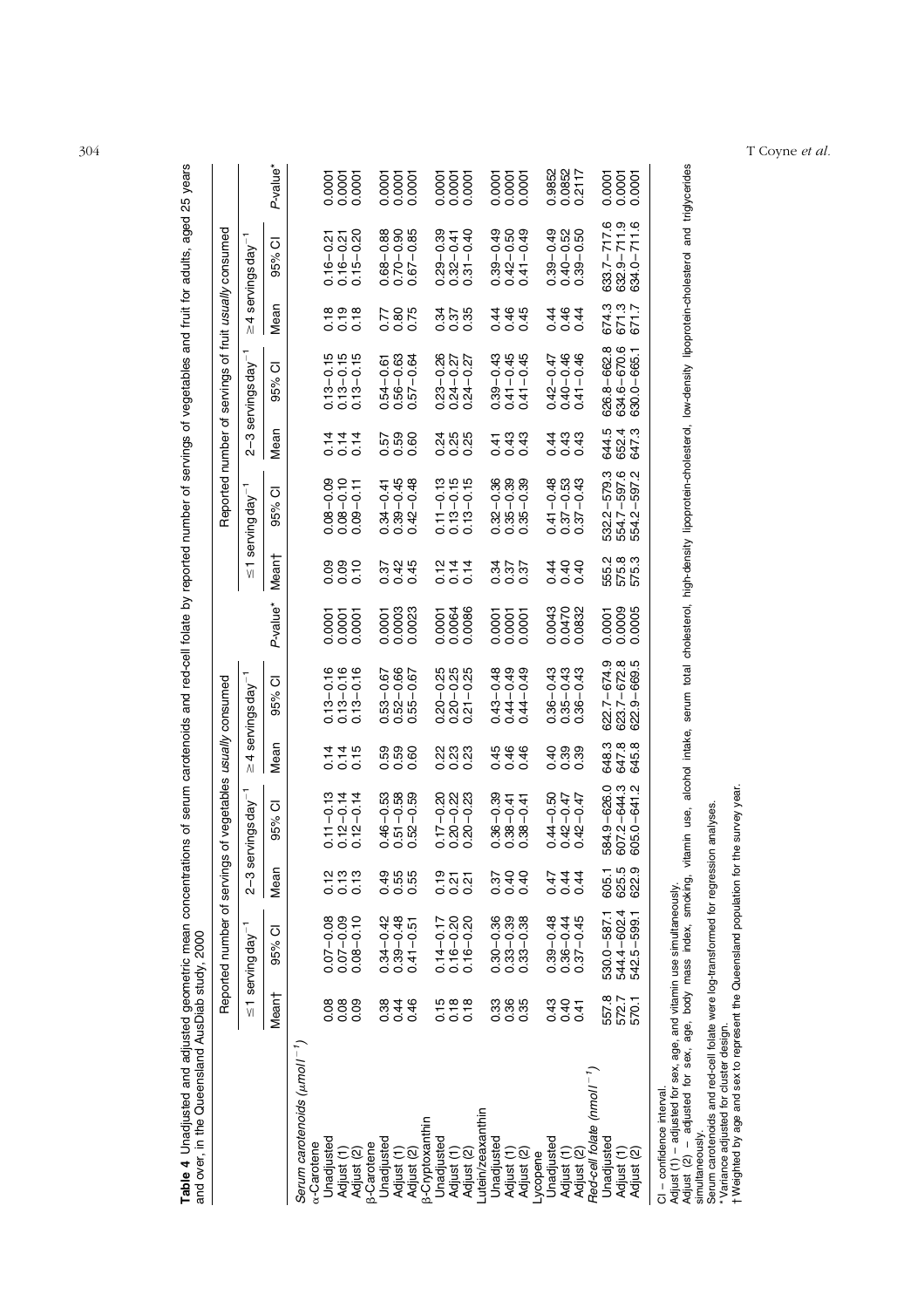**Table 4** Unadjusted and adjusted geometric mean concentrations of serum carotenoids and red-cell folate by reported number of servings of vegetables and fruit for adults, aged 25 years and over, in the Queensland AusDiab study, 2000

| | Reported number of servings of vegetables *usually* consumed | | | | | | | Reported number of servings of fruit *usually* consumed | | | | | | |
|---|---|---|---|---|---|---|---|---|---|---|---|---|---|---|
| | ≤1 serving day$^{-1}$ | | 2–3 servings day$^{-1}$ | | ≥4 servings day$^{-1}$ | | | ≤1 serving day$^{-1}$ | | 2–3 servings day$^{-1}$ | | ≥4 servings day$^{-1}$ | | |
| | Mean† | 95% CI | Mean | 95% CI | Mean | 95% CI | *P*-value* | Mean† | 95% CI | Mean | 95% CI | Mean | 95% CI | *P*-value* |
| *Serum carotenoids* ($\mu$mol l$^{-1}$) | | | | | | | | | | | | | | |
| α-Carotene | | | | | | | | | | | | | | |
| Unadjusted | 0.08 | 0.07–0.08 | 0.12 | 0.11–0.13 | 0.14 | 0.13–0.16 | 0.0001 | 0.09 | 0.08–0.09 | 0.14 | 0.13–0.15 | 0.18 | 0.16–0.21 | 0.0001 |
| Adjust (1) | 0.08 | 0.07–0.09 | 0.13 | 0.12–0.14 | 0.14 | 0.13–0.16 | 0.0001 | 0.09 | 0.08–0.10 | 0.14 | 0.13–0.15 | 0.19 | 0.16–0.21 | 0.0001 |
| Adjust (2) | 0.09 | 0.08–0.10 | 0.13 | 0.12–0.14 | 0.15 | 0.13–0.16 | 0.0001 | 0.10 | 0.09–0.11 | 0.14 | 0.13–0.15 | 0.18 | 0.15–0.20 | 0.0001 |
| β-Carotene | | | | | | | | | | | | | | |
| Unadjusted | 0.38 | 0.34–0.42 | 0.49 | 0.46–0.53 | 0.59 | 0.53–0.67 | 0.0001 | 0.37 | 0.34–0.41 | 0.57 | 0.54–0.61 | 0.77 | 0.68–0.88 | 0.0001 |
| Adjust (1) | 0.44 | 0.39–0.48 | 0.55 | 0.51–0.58 | 0.59 | 0.52–0.66 | 0.0003 | 0.42 | 0.39–0.45 | 0.59 | 0.56–0.63 | 0.80 | 0.70–0.90 | 0.0001 |
| Adjust (2) | 0.46 | 0.41–0.51 | 0.55 | 0.52–0.59 | 0.60 | 0.55–0.67 | 0.0023 | 0.45 | 0.42–0.48 | 0.60 | 0.57–0.64 | 0.75 | 0.67–0.85 | 0.0001 |
| β-Cryptoxanthin | | | | | | | | | | | | | | |
| Unadjusted | 0.15 | 0.14–0.17 | 0.19 | 0.17–0.20 | 0.22 | 0.20–0.25 | 0.0001 | 0.12 | 0.11–0.13 | 0.24 | 0.23–0.26 | 0.34 | 0.29–0.39 | 0.0001 |
| Adjust (1) | 0.18 | 0.16–0.20 | 0.21 | 0.20–0.22 | 0.23 | 0.20–0.25 | 0.0064 | 0.14 | 0.13–0.15 | 0.25 | 0.24–0.27 | 0.37 | 0.32–0.41 | 0.0001 |
| Adjust (2) | 0.18 | 0.16–0.20 | 0.21 | 0.20–0.23 | 0.23 | 0.21–0.25 | 0.0086 | 0.14 | 0.13–0.15 | 0.25 | 0.24–0.27 | 0.35 | 0.31–0.40 | 0.0001 |
| Lutein/zeaxanthin | | | | | | | | | | | | | | |
| Unadjusted | 0.33 | 0.30–0.36 | 0.37 | 0.36–0.39 | 0.45 | 0.43–0.48 | 0.0001 | 0.34 | 0.32–0.36 | 0.41 | 0.39–0.43 | 0.44 | 0.39–0.49 | 0.0001 |
| Adjust (1) | 0.36 | 0.33–0.39 | 0.40 | 0.38–0.41 | 0.46 | 0.44–0.49 | 0.0001 | 0.37 | 0.35–0.39 | 0.43 | 0.41–0.45 | 0.46 | 0.42–0.50 | 0.0001 |
| Adjust (2) | 0.35 | 0.33–0.38 | 0.40 | 0.38–0.41 | 0.46 | 0.44–0.49 | 0.0001 | 0.37 | 0.35–0.39 | 0.43 | 0.41–0.45 | 0.45 | 0.41–0.49 | 0.0001 |
| Lycopene | | | | | | | | | | | | | | |
| Unadjusted | 0.43 | 0.39–0.48 | 0.47 | 0.44–0.50 | 0.40 | 0.36–0.43 | 0.0043 | 0.44 | 0.41–0.48 | 0.44 | 0.42–0.47 | 0.44 | 0.39–0.49 | 0.9852 |
| Adjust (1) | 0.40 | 0.36–0.44 | 0.44 | 0.42–0.47 | 0.39 | 0.35–0.43 | 0.0470 | 0.40 | 0.37–0.53 | 0.43 | 0.40–0.46 | 0.46 | 0.40–0.52 | 0.0852 |
| Adjust (2) | 0.41 | 0.37–0.45 | 0.44 | 0.42–0.47 | 0.39 | 0.36–0.43 | 0.0832 | 0.40 | 0.37–0.43 | 0.43 | 0.41–0.46 | 0.44 | 0.39–0.50 | 0.2117 |
| *Red-cell folate* (nmol l$^{-1}$) | | | | | | | | | | | | | | |
| Unadjusted | 557.8 | 530.0–587.1 | 605.1 | 584.9–626.0 | 648.3 | 622.7–674.9 | 0.0001 | 555.2 | 532.2–579.3 | 644.5 | 626.8–662.8 | 674.3 | 633.7–717.6 | 0.0001 |
| Adjust (1) | 572.7 | 544.4–602.4 | 625.5 | 607.2–644.3 | 647.8 | 623.7–672.8 | 0.0009 | 575.8 | 554.7–597.6 | 652.4 | 634.6–670.6 | 671.3 | 632.9–711.9 | 0.0001 |
| Adjust (2) | 570.1 | 542.5–599.1 | 622.9 | 605.0–641.2 | 645.8 | 622.9–669.5 | 0.0005 | 575.3 | 554.2–597.2 | 647.3 | 630.0–665.1 | 671.7 | 634.0–711.6 | 0.0001 |

CI – confidence interval.
Adjust (1) – adjusted for sex, age, and vitamin use simultaneously.
Adjust (2) – adjusted for sex, age, body mass index, smoking, vitamin use, alcohol intake, serum total cholesterol, high-density lipoprotein-cholesterol, low-density lipoprotein-cholesterol and triglycerides simultaneously.
Serum carotenoids and red-cell folate were log-transformed for regression analyses.
*Variance adjusted for cluster design.
†Weighted by age and sex to represent the Queensland population for the survey year.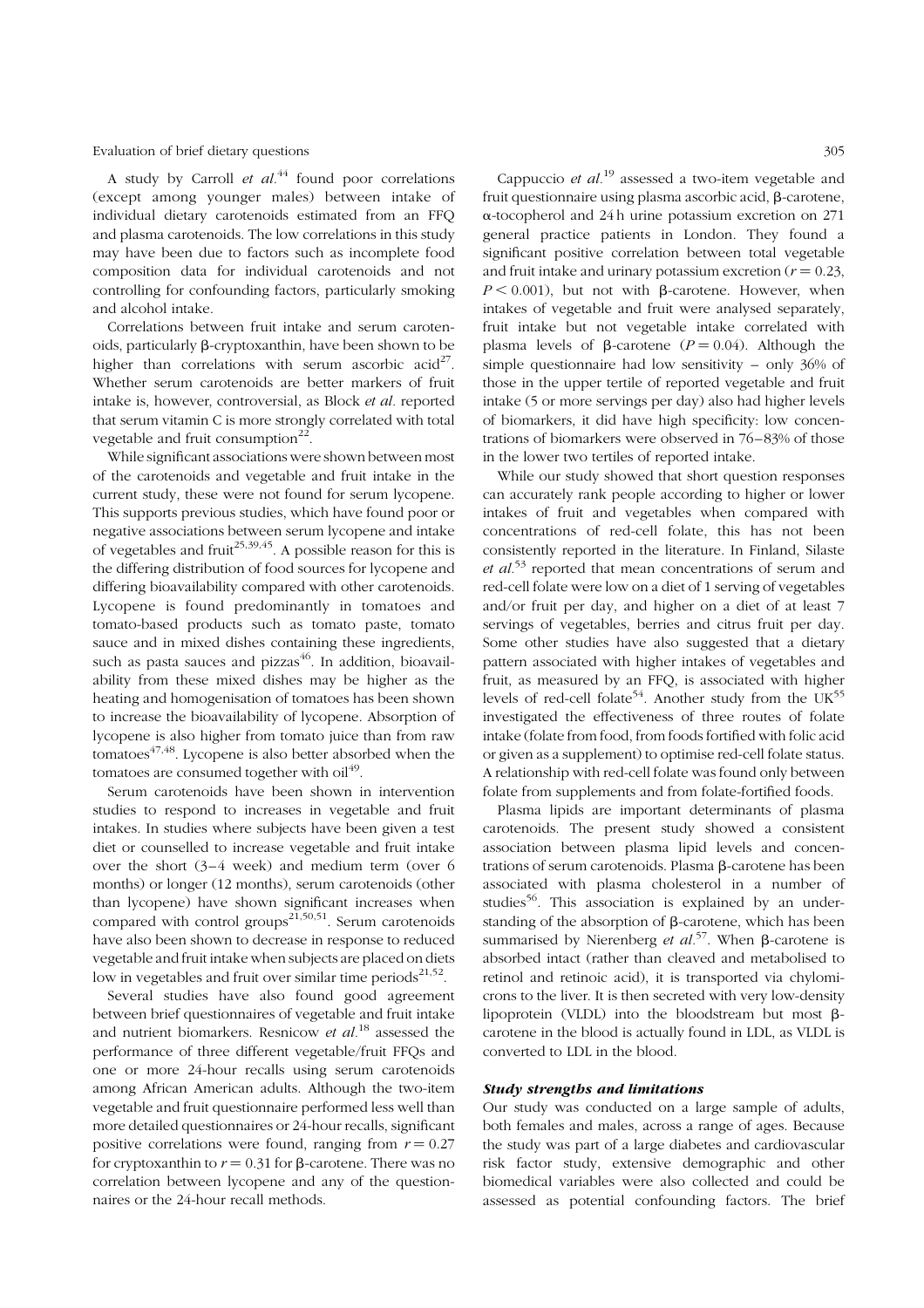A study by Carroll *et al.*[44] found poor correlations (except among younger males) between intake of individual dietary carotenoids estimated from an FFQ and plasma carotenoids. The low correlations in this study may have been due to factors such as incomplete food composition data for individual carotenoids and not controlling for confounding factors, particularly smoking and alcohol intake.

Correlations between fruit intake and serum carotenoids, particularly β-cryptoxanthin, have been shown to be higher than correlations with serum ascorbic acid[27]. Whether serum carotenoids are better markers of fruit intake is, however, controversial, as Block *et al.* reported that serum vitamin C is more strongly correlated with total vegetable and fruit consumption[22].

While significant associations were shown between most of the carotenoids and vegetable and fruit intake in the current study, these were not found for serum lycopene. This supports previous studies, which have found poor or negative associations between serum lycopene and intake of vegetables and fruit[25,39,45]. A possible reason for this is the differing distribution of food sources for lycopene and differing bioavailability compared with other carotenoids. Lycopene is found predominantly in tomatoes and tomato-based products such as tomato paste, tomato sauce and in mixed dishes containing these ingredients, such as pasta sauces and pizzas[46]. In addition, bioavailability from these mixed dishes may be higher as the heating and homogenisation of tomatoes has been shown to increase the bioavailability of lycopene. Absorption of lycopene is also higher from tomato juice than from raw tomatoes[47,48]. Lycopene is also better absorbed when the tomatoes are consumed together with oil[49].

Serum carotenoids have been shown in intervention studies to respond to increases in vegetable and fruit intakes. In studies where subjects have been given a test diet or counselled to increase vegetable and fruit intake over the short (3–4 week) and medium term (over 6 months) or longer (12 months), serum carotenoids (other than lycopene) have shown significant increases when compared with control groups[21,50,51]. Serum carotenoids have also been shown to decrease in response to reduced vegetable and fruit intake when subjects are placed on diets low in vegetables and fruit over similar time periods[21,52].

Several studies have also found good agreement between brief questionnaires of vegetable and fruit intake and nutrient biomarkers. Resnicow *et al.*[18] assessed the performance of three different vegetable/fruit FFQs and one or more 24-hour recalls using serum carotenoids among African American adults. Although the two-item vegetable and fruit questionnaire performed less well than more detailed questionnaires or 24-hour recalls, significant positive correlations were found, ranging from $r = 0.27$ for cryptoxanthin to $r = 0.31$ for β-carotene. There was no correlation between lycopene and any of the questionnaires or the 24-hour recall methods.

Cappuccio *et al.*[19] assessed a two-item vegetable and fruit questionnaire using plasma ascorbic acid, β-carotene, α-tocopherol and 24 h urine potassium excretion on 271 general practice patients in London. They found a significant positive correlation between total vegetable and fruit intake and urinary potassium excretion ($r = 0.23$, $P < 0.001$), but not with β-carotene. However, when intakes of vegetable and fruit were analysed separately, fruit intake but not vegetable intake correlated with plasma levels of β-carotene ($P = 0.04$). Although the simple questionnaire had low sensitivity – only 36% of those in the upper tertile of reported vegetable and fruit intake (5 or more servings per day) also had higher levels of biomarkers, it did have high specificity: low concentrations of biomarkers were observed in 76–83% of those in the lower two tertiles of reported intake.

While our study showed that short question responses can accurately rank people according to higher or lower intakes of fruit and vegetables when compared with concentrations of red-cell folate, this has not been consistently reported in the literature. In Finland, Silaste *et al.*[53] reported that mean concentrations of serum and red-cell folate were low on a diet of 1 serving of vegetables and/or fruit per day, and higher on a diet of at least 7 servings of vegetables, berries and citrus fruit per day. Some other studies have also suggested that a dietary pattern associated with higher intakes of vegetables and fruit, as measured by an FFQ, is associated with higher levels of red-cell folate[54]. Another study from the UK[55] investigated the effectiveness of three routes of folate intake (folate from food, from foods fortified with folic acid or given as a supplement) to optimise red-cell folate status. A relationship with red-cell folate was found only between folate from supplements and from folate-fortified foods.

Plasma lipids are important determinants of plasma carotenoids. The present study showed a consistent association between plasma lipid levels and concentrations of serum carotenoids. Plasma β-carotene has been associated with plasma cholesterol in a number of studies[56]. This association is explained by an understanding of the absorption of β-carotene, which has been summarised by Nierenberg *et al.*[57]. When β-carotene is absorbed intact (rather than cleaved and metabolised to retinol and retinoic acid), it is transported via chylomicrons to the liver. It is then secreted with very low-density lipoprotein (VLDL) into the bloodstream but most β-carotene in the blood is actually found in LDL, as VLDL is converted to LDL in the blood.

### *Study strengths and limitations*

Our study was conducted on a large sample of adults, both females and males, across a range of ages. Because the study was part of a large diabetes and cardiovascular risk factor study, extensive demographic and other biomedical variables were also collected and could be assessed as potential confounding factors. The brief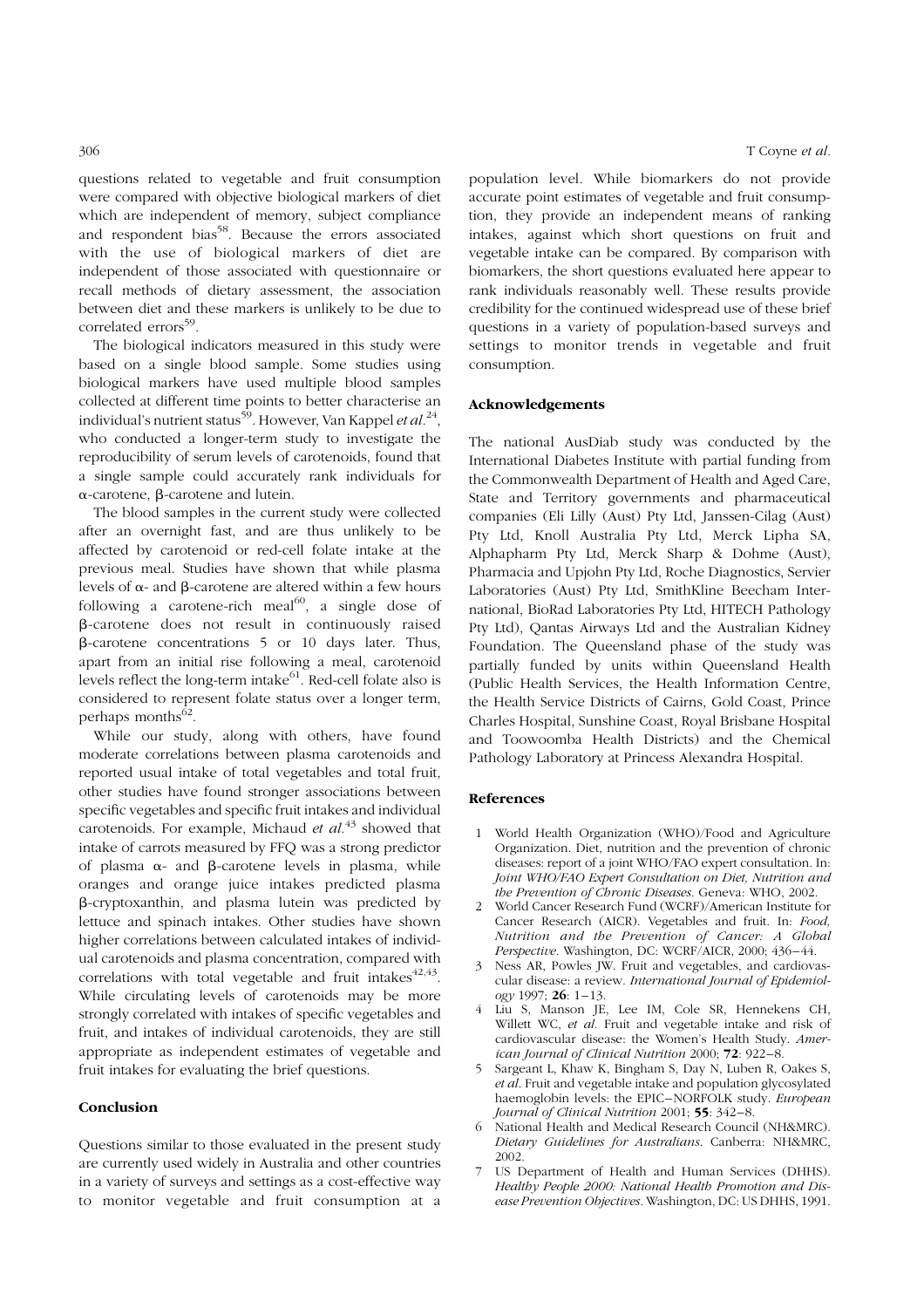questions related to vegetable and fruit consumption were compared with objective biological markers of diet which are independent of memory, subject compliance and respondent bias[58]. Because the errors associated with the use of biological markers of diet are independent of those associated with questionnaire or recall methods of dietary assessment, the association between diet and these markers is unlikely to be due to correlated errors[59].

The biological indicators measured in this study were based on a single blood sample. Some studies using biological markers have used multiple blood samples collected at different time points to better characterise an individual's nutrient status[59]. However, Van Kappel *et al.*[24], who conducted a longer-term study to investigate the reproducibility of serum levels of carotenoids, found that a single sample could accurately rank individuals for α-carotene, β-carotene and lutein.

The blood samples in the current study were collected after an overnight fast, and are thus unlikely to be affected by carotenoid or red-cell folate intake at the previous meal. Studies have shown that while plasma levels of α- and β-carotene are altered within a few hours following a carotene-rich meal[60], a single dose of β-carotene does not result in continuously raised β-carotene concentrations 5 or 10 days later. Thus, apart from an initial rise following a meal, carotenoid levels reflect the long-term intake[61]. Red-cell folate also is considered to represent folate status over a longer term, perhaps months[62].

While our study, along with others, have found moderate correlations between plasma carotenoids and reported usual intake of total vegetables and total fruit, other studies have found stronger associations between specific vegetables and specific fruit intakes and individual carotenoids. For example, Michaud *et al.*[43] showed that intake of carrots measured by FFQ was a strong predictor of plasma α- and β-carotene levels in plasma, while oranges and orange juice intakes predicted plasma β-cryptoxanthin, and plasma lutein was predicted by lettuce and spinach intakes. Other studies have shown higher correlations between calculated intakes of individual carotenoids and plasma concentration, compared with correlations with total vegetable and fruit intakes[42,43]. While circulating levels of carotenoids may be more strongly correlated with intakes of specific vegetables and fruit, and intakes of individual carotenoids, they are still appropriate as independent estimates of vegetable and fruit intakes for evaluating the brief questions.

## Conclusion

Questions similar to those evaluated in the present study are currently used widely in Australia and other countries in a variety of surveys and settings as a cost-effective way to monitor vegetable and fruit consumption at a population level. While biomarkers do not provide accurate point estimates of vegetable and fruit consumption, they provide an independent means of ranking intakes, against which short questions on fruit and vegetable intake can be compared. By comparison with biomarkers, the short questions evaluated here appear to rank individuals reasonably well. These results provide credibility for the continued widespread use of these brief questions in a variety of population-based surveys and settings to monitor trends in vegetable and fruit consumption.

## Acknowledgements

The national AusDiab study was conducted by the International Diabetes Institute with partial funding from the Commonwealth Department of Health and Aged Care, State and Territory governments and pharmaceutical companies (Eli Lilly (Aust) Pty Ltd, Janssen-Cilag (Aust) Pty Ltd, Knoll Australia Pty Ltd, Merck Lipha SA, Alphapharm Pty Ltd, Merck Sharp & Dohme (Aust), Pharmacia and Upjohn Pty Ltd, Roche Diagnostics, Servier Laboratories (Aust) Pty Ltd, SmithKline Beecham International, BioRad Laboratories Pty Ltd, HITECH Pathology Pty Ltd), Qantas Airways Ltd and the Australian Kidney Foundation. The Queensland phase of the study was partially funded by units within Queensland Health (Public Health Services, the Health Information Centre, the Health Service Districts of Cairns, Gold Coast, Prince Charles Hospital, Sunshine Coast, Royal Brisbane Hospital and Toowoomba Health Districts) and the Chemical Pathology Laboratory at Princess Alexandra Hospital.

## References

1. World Health Organization (WHO)/Food and Agriculture Organization. Diet, nutrition and the prevention of chronic diseases: report of a joint WHO/FAO expert consultation. In: *Joint WHO/FAO Expert Consultation on Diet, Nutrition and the Prevention of Chronic Diseases*. Geneva: WHO, 2002.
2. World Cancer Research Fund (WCRF)/American Institute for Cancer Research (AICR). Vegetables and fruit. In: *Food, Nutrition and the Prevention of Cancer: A Global Perspective*. Washington, DC: WCRF/AICR, 2000; 436–44.
3. Ness AR, Powles JW. Fruit and vegetables, and cardiovascular disease: a review. *International Journal of Epidemiology* 1997; **26**: 1–13.
4. Liu S, Manson JE, Lee IM, Cole SR, Hennekens CH, Willett WC, *et al*. Fruit and vegetable intake and risk of cardiovascular disease: the Women's Health Study. *American Journal of Clinical Nutrition* 2000; **72**: 922–8.
5. Sargeant L, Khaw K, Bingham S, Day N, Luben R, Oakes S, *et al*. Fruit and vegetable intake and population glycosylated haemoglobin levels: the EPIC–NORFOLK study. *European Journal of Clinical Nutrition* 2001; **55**: 342–8.
6. National Health and Medical Research Council (NH&MRC). *Dietary Guidelines for Australians*. Canberra: NH&MRC, 2002.
7. US Department of Health and Human Services (DHHS). *Healthy People 2000: National Health Promotion and Disease Prevention Objectives*. Washington, DC: US DHHS, 1991.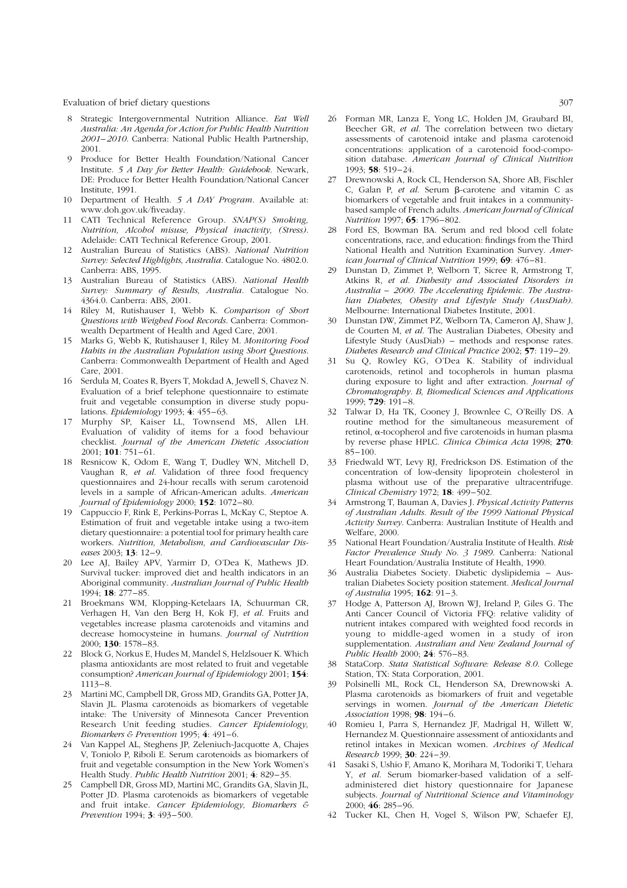8 Strategic Intergovernmental Nutrition Alliance. *Eat Well Australia: An Agenda for Action for Public Health Nutrition 2001–2010*. Canberra: National Public Health Partnership, 2001.
9 Produce for Better Health Foundation/National Cancer Institute. *5 A Day for Better Health: Guidebook*. Newark, DE: Produce for Better Health Foundation/National Cancer Institute, 1991.
10 Department of Health. *5 A DAY Program*. Available at: www.doh.gov.uk/fiveaday.
11 CATI Technical Reference Group. *SNAP(S) Smoking, Nutrition, Alcohol misuse, Physical inactivity, (Stress)*. Adelaide: CATI Technical Reference Group, 2001.
12 Australian Bureau of Statistics (ABS). *National Nutrition Survey: Selected Highlights, Australia*. Catalogue No. 4802.0. Canberra: ABS, 1995.
13 Australian Bureau of Statistics (ABS). *National Health Survey: Summary of Results, Australia*. Catalogue No. 4364.0. Canberra: ABS, 2001.
14 Riley M, Rutishauser I, Webb K. *Comparison of Short Questions with Weighed Food Records*. Canberra: Commonwealth Department of Health and Aged Care, 2001.
15 Marks G, Webb K, Rutishauser I, Riley M. *Monitoring Food Habits in the Australian Population using Short Questions*. Canberra: Commonwealth Department of Health and Aged Care, 2001.
16 Serdula M, Coates R, Byers T, Mokdad A, Jewell S, Chavez N. Evaluation of a brief telephone questionnaire to estimate fruit and vegetable consumption in diverse study populations. *Epidemiology* 1993; **4**: 455–63.
17 Murphy SP, Kaiser LL, Townsend MS, Allen LH. Evaluation of validity of items for a food behaviour checklist. *Journal of the American Dietetic Association* 2001; **101**: 751–61.
18 Resnicow K, Odom E, Wang T, Dudley WN, Mitchell D, Vaughan R, *et al*. Validation of three food frequency questionnaires and 24-hour recalls with serum carotenoid levels in a sample of African-American adults. *American Journal of Epidemiology* 2000; **152**: 1072–80.
19 Cappuccio F, Rink E, Perkins-Porras L, McKay C, Steptoe A. Estimation of fruit and vegetable intake using a two-item dietary questionnaire: a potential tool for primary health care workers. *Nutrition, Metabolism, and Cardiovascular Diseases* 2003; **13**: 12–9.
20 Lee AJ, Bailey APV, Yarmirr D, O'Dea K, Mathews JD. Survival tucker: improved diet and health indicators in an Aboriginal community. *Australian Journal of Public Health* 1994; **18**: 277–85.
21 Broekmans WM, Klopping-Ketelaars IA, Schuurman CR, Verhagen H, Van den Berg H, Kok FJ, *et al*. Fruits and vegetables increase plasma carotenoids and vitamins and decrease homocysteine in humans. *Journal of Nutrition* 2000; **130**: 1578–83.
22 Block G, Norkus E, Hudes M, Mandel S, Helzlsouer K. Which plasma antioxidants are most related to fruit and vegetable consumption? *American Journal of Epidemiology* 2001; **154**: 1113–8.
23 Martini MC, Campbell DR, Gross MD, Grandits GA, Potter JA, Slavin JL. Plasma carotenoids as biomarkers of vegetable intake: The University of Minnesota Cancer Prevention Research Unit feeding studies. *Cancer Epidemiology, Biomarkers & Prevention* 1995; **4**: 491–6.
24 Van Kappel AL, Steghens JP, Zeleniuch-Jacquotte A, Chajes V, Toniolo P, Riboli E. Serum carotenoids as biomarkers of fruit and vegetable consumption in the New York Women's Health Study. *Public Health Nutrition* 2001; **4**: 829–35.
25 Campbell DR, Gross MD, Martini MC, Grandits GA, Slavin JL, Potter JD. Plasma carotenoids as biomarkers of vegetable and fruit intake. *Cancer Epidemiology, Biomarkers & Prevention* 1994; **3**: 493–500.
26 Forman MR, Lanza E, Yong LC, Holden JM, Graubard BI, Beecher GR, *et al*. The correlation between two dietary assessments of carotenoid intake and plasma carotenoid concentrations: application of a carotenoid food-composition database. *American Journal of Clinical Nutrition* 1993; **58**: 519–24.
27 Drewnowski A, Rock CL, Henderson SA, Shore AB, Fischler C, Galan P, *et al*. Serum β-carotene and vitamin C as biomarkers of vegetable and fruit intakes in a community-based sample of French adults. *American Journal of Clinical Nutrition* 1997; **65**: 1796–802.
28 Ford ES, Bowman BA. Serum and red blood cell folate concentrations, race, and education: findings from the Third National Health and Nutrition Examination Survey. *American Journal of Clinical Nutrition* 1999; **69**: 476–81.
29 Dunstan D, Zimmet P, Welborn T, Sicree R, Armstrong T, Atkins R, *et al*. *Diabesity and Associated Disorders in Australia – 2000. The Accelerating Epidemic. The Australian Diabetes, Obesity and Lifestyle Study (AusDiab)*. Melbourne: International Diabetes Institute, 2001.
30 Dunstan DW, Zimmet PZ, Welborn TA, Cameron AJ, Shaw J, de Courten M, *et al*. The Australian Diabetes, Obesity and Lifestyle Study (AusDiab) – methods and response rates. *Diabetes Research and Clinical Practice* 2002; **57**: 119–29.
31 Su Q, Rowley KG, O'Dea K. Stability of individual carotenoids, retinol and tocopherols in human plasma during exposure to light and after extraction. *Journal of Chromatography. B, Biomedical Sciences and Applications* 1999; **729**: 191–8.
32 Talwar D, Ha TK, Cooney J, Brownlee C, O'Reilly DS. A routine method for the simultaneous measurement of retinol, α-tocopherol and five carotenoids in human plasma by reverse phase HPLC. *Clinica Chimica Acta* 1998; **270**: 85–100.
33 Friedwald WT, Levy RJ, Fredrickson DS. Estimation of the concentration of low-density lipoprotein cholesterol in plasma without use of the preparative ultracentrifuge. *Clinical Chemistry* 1972; **18**: 499–502.
34 Armstrong T, Bauman A, Davies J. *Physical Activity Patterns of Australian Adults. Result of the 1999 National Physical Activity Survey*. Canberra: Australian Institute of Health and Welfare, 2000.
35 National Heart Foundation/Australia Institute of Health. *Risk Factor Prevalence Study No. 3 1989*. Canberra: National Heart Foundation/Australia Institute of Health, 1990.
36 Australia Diabetes Society. Diabetic dyslipidemia – Australian Diabetes Society position statement. *Medical Journal of Australia* 1995; **162**: 91–3.
37 Hodge A, Patterson AJ, Brown WJ, Ireland P, Giles G. The Anti Cancer Council of Victoria FFQ: relative validity of nutrient intakes compared with weighted food records in young to middle-aged women in a study of iron supplementation. *Australian and New Zealand Journal of Public Health* 2000; **24**: 576–83.
38 StataCorp. *Stata Statistical Software: Release 8.0*. College Station, TX: Stata Corporation, 2001.
39 Polsinelli ML, Rock CL, Henderson SA, Drewnowski A. Plasma carotenoids as biomarkers of fruit and vegetable servings in women. *Journal of the American Dietetic Association* 1998; **98**: 194–6.
40 Romieu I, Parra S, Hernandez JF, Madrigal H, Willett W, Hernandez M. Questionnaire assessment of antioxidants and retinol intakes in Mexican women. *Archives of Medical Research* 1999; **30**: 224–39.
41 Sasaki S, Ushio F, Amano K, Morihara M, Todoriki T, Uehara Y, *et al*. Serum biomarker-based validation of a self-administered diet history questionnaire for Japanese subjects. *Journal of Nutritional Science and Vitaminology* 2000; **46**: 285–96.
42 Tucker KL, Chen H, Vogel S, Wilson PW, Schaefer EJ,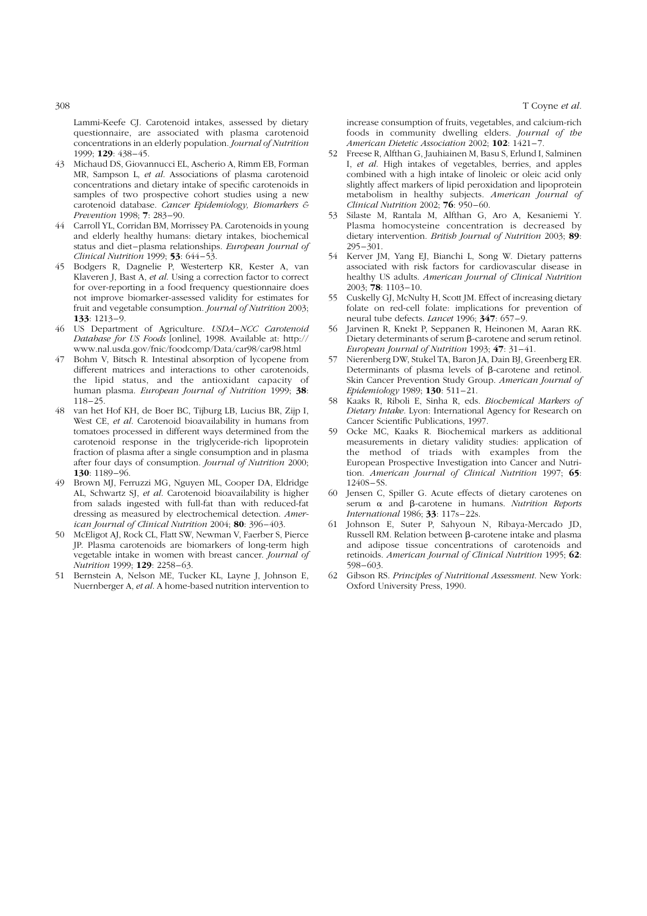Lammi-Keefe CJ. Carotenoid intakes, assessed by dietary questionnaire, are associated with plasma carotenoid concentrations in an elderly population. *Journal of Nutrition* 1999; **129**: 438–45.

43 Michaud DS, Giovannucci EL, Ascherio A, Rimm EB, Forman MR, Sampson L, *et al*. Associations of plasma carotenoid concentrations and dietary intake of specific carotenoids in samples of two prospective cohort studies using a new carotenoid database. *Cancer Epidemiology, Biomarkers & Prevention* 1998; **7**: 283–90.

44 Carroll YL, Corridan BM, Morrissey PA. Carotenoids in young and elderly healthy humans: dietary intakes, biochemical status and diet–plasma relationships. *European Journal of Clinical Nutrition* 1999; **53**: 644–53.

45 Bodgers R, Dagnelie P, Westerterp KR, Kester A, van Klaveren J, Bast A, *et al*. Using a correction factor to correct for over-reporting in a food frequency questionnaire does not improve biomarker-assessed validity for estimates for fruit and vegetable consumption. *Journal of Nutrition* 2003; **133**: 1213–9.

46 US Department of Agriculture. *USDA–NCC Carotenoid Database for US Foods* [online], 1998. Available at: http://www.nal.usda.gov/fnic/foodcomp/Data/car98/car98.html

47 Bohm V, Bitsch R. Intestinal absorption of lycopene from different matrices and interactions to other carotenoids, the lipid status, and the antioxidant capacity of human plasma. *European Journal of Nutrition* 1999; **38**: 118–25.

48 van het Hof KH, de Boer BC, Tijburg LB, Lucius BR, Zijp I, West CE, *et al*. Carotenoid bioavailability in humans from tomatoes processed in different ways determined from the carotenoid response in the triglyceride-rich lipoprotein fraction of plasma after a single consumption and in plasma after four days of consumption. *Journal of Nutrition* 2000; **130**: 1189–96.

49 Brown MJ, Ferruzzi MG, Nguyen ML, Cooper DA, Eldridge AL, Schwartz SJ, *et al*. Carotenoid bioavailability is higher from salads ingested with full-fat than with reduced-fat dressing as measured by electrochemical detection. *American Journal of Clinical Nutrition* 2004; **80**: 396–403.

50 McEligot AJ, Rock CL, Flatt SW, Newman V, Faerber S, Pierce JP. Plasma carotenoids are biomarkers of long-term high vegetable intake in women with breast cancer. *Journal of Nutrition* 1999; **129**: 2258–63.

51 Bernstein A, Nelson ME, Tucker KL, Layne J, Johnson E, Nuernberger A, *et al*. A home-based nutrition intervention to increase consumption of fruits, vegetables, and calcium-rich foods in community dwelling elders. *Journal of the American Dietetic Association* 2002; **102**: 1421–7.

52 Freese R, Alfthan G, Jauhiainen M, Basu S, Erlund I, Salminen I, *et al*. High intakes of vegetables, berries, and apples combined with a high intake of linoleic or oleic acid only slightly affect markers of lipid peroxidation and lipoprotein metabolism in healthy subjects. *American Journal of Clinical Nutrition* 2002; **76**: 950–60.

53 Silaste M, Rantala M, Alfthan G, Aro A, Kesaniemi Y. Plasma homocysteine concentration is decreased by dietary intervention. *British Journal of Nutrition* 2003; **89**: 295–301.

54 Kerver JM, Yang EJ, Bianchi L, Song W. Dietary patterns associated with risk factors for cardiovascular disease in healthy US adults. *American Journal of Clinical Nutrition* 2003; **78**: 1103–10.

55 Cuskelly GJ, McNulty H, Scott JM. Effect of increasing dietary folate on red-cell folate: implications for prevention of neural tube defects. *Lancet* 1996; **347**: 657–9.

56 Jarvinen R, Knekt P, Seppanen R, Heinonen M, Aaran RK. Dietary determinants of serum β-carotene and serum retinol. *European Journal of Nutrition* 1993; **47**: 31–41.

57 Nierenberg DW, Stukel TA, Baron JA, Dain BJ, Greenberg ER. Determinants of plasma levels of β-carotene and retinol. Skin Cancer Prevention Study Group. *American Journal of Epidemiology* 1989; **130**: 511–21.

58 Kaaks R, Riboli E, Sinha R, eds. *Biochemical Markers of Dietary Intake*. Lyon: International Agency for Research on Cancer Scientific Publications, 1997.

59 Ocke MC, Kaaks R. Biochemical markers as additional measurements in dietary validity studies: application of the method of triads with examples from the European Prospective Investigation into Cancer and Nutrition. *American Journal of Clinical Nutrition* 1997; **65**: 1240S–5S.

60 Jensen C, Spiller G. Acute effects of dietary carotenes on serum α and β-carotene in humans. *Nutrition Reports International* 1986; **33**: 117s–22s.

61 Johnson E, Suter P, Sahyoun N, Ribaya-Mercado JD, Russell RM. Relation between β-carotene intake and plasma and adipose tissue concentrations of carotenoids and retinoids. *American Journal of Clinical Nutrition* 1995; **62**: 598–603.

62 Gibson RS. *Principles of Nutritional Assessment*. New York: Oxford University Press, 1990.